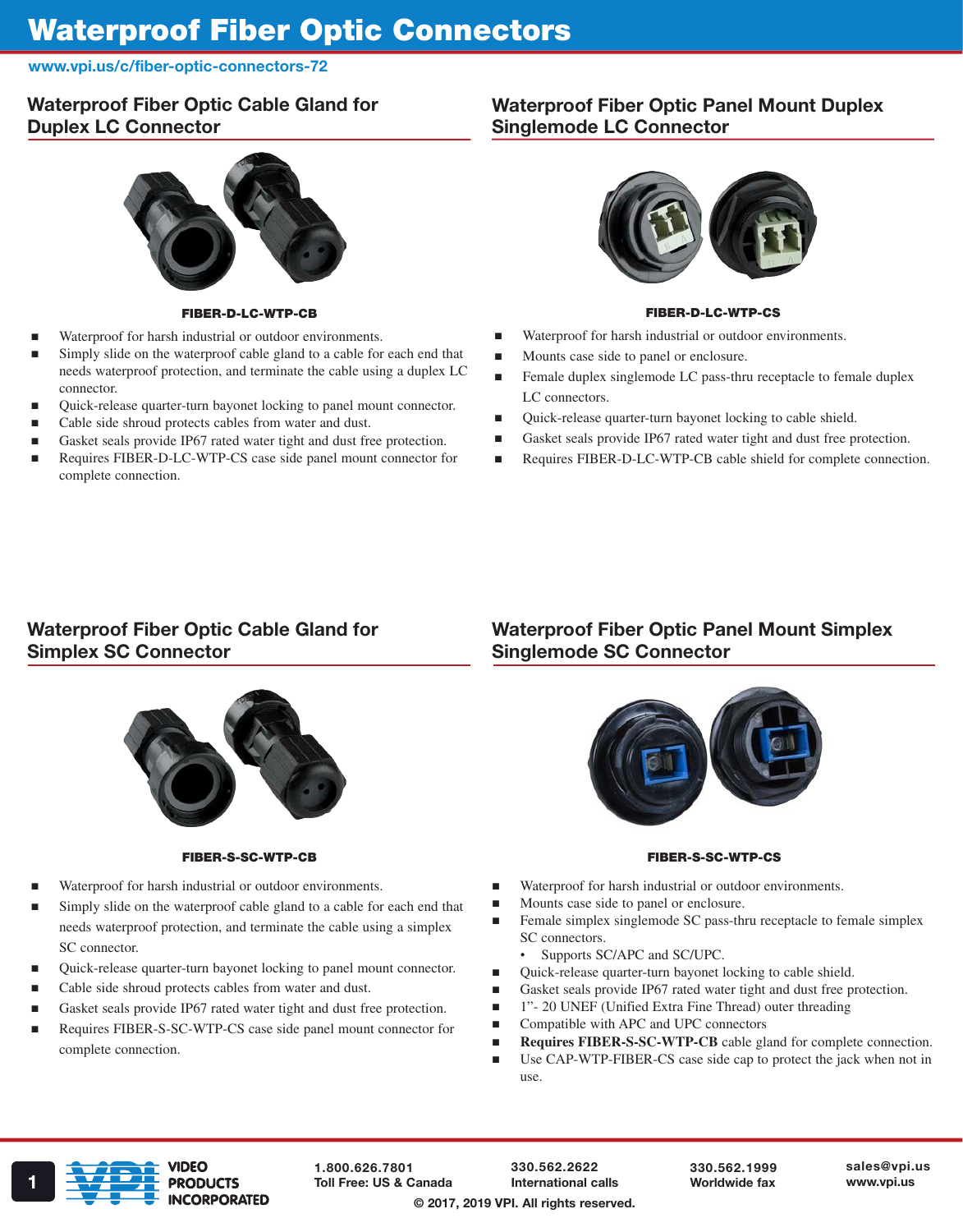# Waterproof Fiber Optic Connectors

www.vpi.us/c/fiber-optic-connectors-72

## Waterproof Fiber Optic Cable Gland for Duplex LC Connector

**FIBER-D-LC-WTP-CB**

- Waterproof for harsh industrial or outdoor environments.
- Simply slide on the waterproof cable gland to a cable for each end that needs waterproof protection, and terminate the cable using a duplex LC connector.
- Quick-release quarter-turn bayonet locking to panel mount connector.
- Cable side shroud protects cables from water and dust.
- Gasket seals provide IP67 rated water tight and dust free protection.
- Requires FIBER-D-LC-WTP-CS case side panel mount connector for complete connection.

## Waterproof Fiber Optic Panel Mount Duplex Singlemode LC Connector

**FIBER-D-LC-WTP-CS**

- Waterproof for harsh industrial or outdoor environments.
- Mounts case side to panel or enclosure.
- Female duplex singlemode LC pass-thru receptacle to female duplex LC connectors.
- Quick-release quarter-turn bayonet locking to cable shield.
- Gasket seals provide IP67 rated water tight and dust free protection.
- Requires FIBER-D-LC-WTP-CB cable shield for complete connection.

## Waterproof Fiber Optic Cable Gland for Simplex SC Connector

**FIBER-S-SC-WTP-CB**

- Waterproof for harsh industrial or outdoor environments.
- Simply slide on the waterproof cable gland to a cable for each end that needs waterproof protection, and terminate the cable using a simplex SC connector.
- Quick-release quarter-turn bayonet locking to panel mount connector.
- Cable side shroud protects cables from water and dust.
- Gasket seals provide IP67 rated water tight and dust free protection.
- Requires FIBER-S-SC-WTP-CS case side panel mount connector for complete connection.

## Waterproof Fiber Optic Panel Mount Simplex Singlemode SC Connector

**FIBER-S-SC-WTP-CS**

- Waterproof for harsh industrial or outdoor environments.
- Mounts case side to panel or enclosure.
- Female simplex singlemode SC pass-thru receptacle to female simplex SC connectors.
  - Supports SC/APC and SC/UPC.
- Quick-release quarter-turn bayonet locking to cable shield.
- Gasket seals provide IP67 rated water tight and dust free protection.
- 1”- 20 UNEF (Unified Extra Fine Thread) outer threading
- Compatible with APC and UPC connectors
- **Requires FIBER-S-SC-WTP-CB** cable gland for complete connection.
- Use CAP-WTP-FIBER-CS case side cap to protect the jack when not in use.

VIDEO PRODUCTS INCORPORATED

1.800.626.7801 Toll Free: US & Canada | 330.562.2622 International calls | 330.562.1999 Worldwide fax | sales@vpi.us www.vpi.us

© 2017, 2019 VPI. All rights reserved.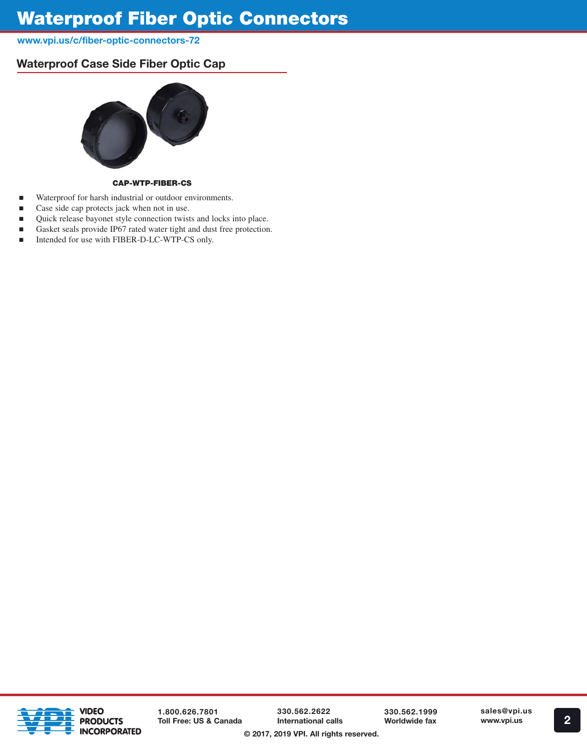# Waterproof Fiber Optic Connectors

www.vpi.us/c/fiber-optic-connectors-72

## Waterproof Case Side Fiber Optic Cap

**CAP-WTP-FIBER-CS**

- Waterproof for harsh industrial or outdoor environments.
- Case side cap protects jack when not in use.
- Quick release bayonet style connection twists and locks into place.
- Gasket seals provide IP67 rated water tight and dust free protection.
- Intended for use with FIBER-D-LC-WTP-CS only.

VIDEO PRODUCTS INCORPORATED

1.800.626.7801
Toll Free: US & Canada

330.562.2622
International calls

330.562.1999
Worldwide fax

sales@vpi.us
www.vpi.us

© 2017, 2019 VPI. All rights reserved.